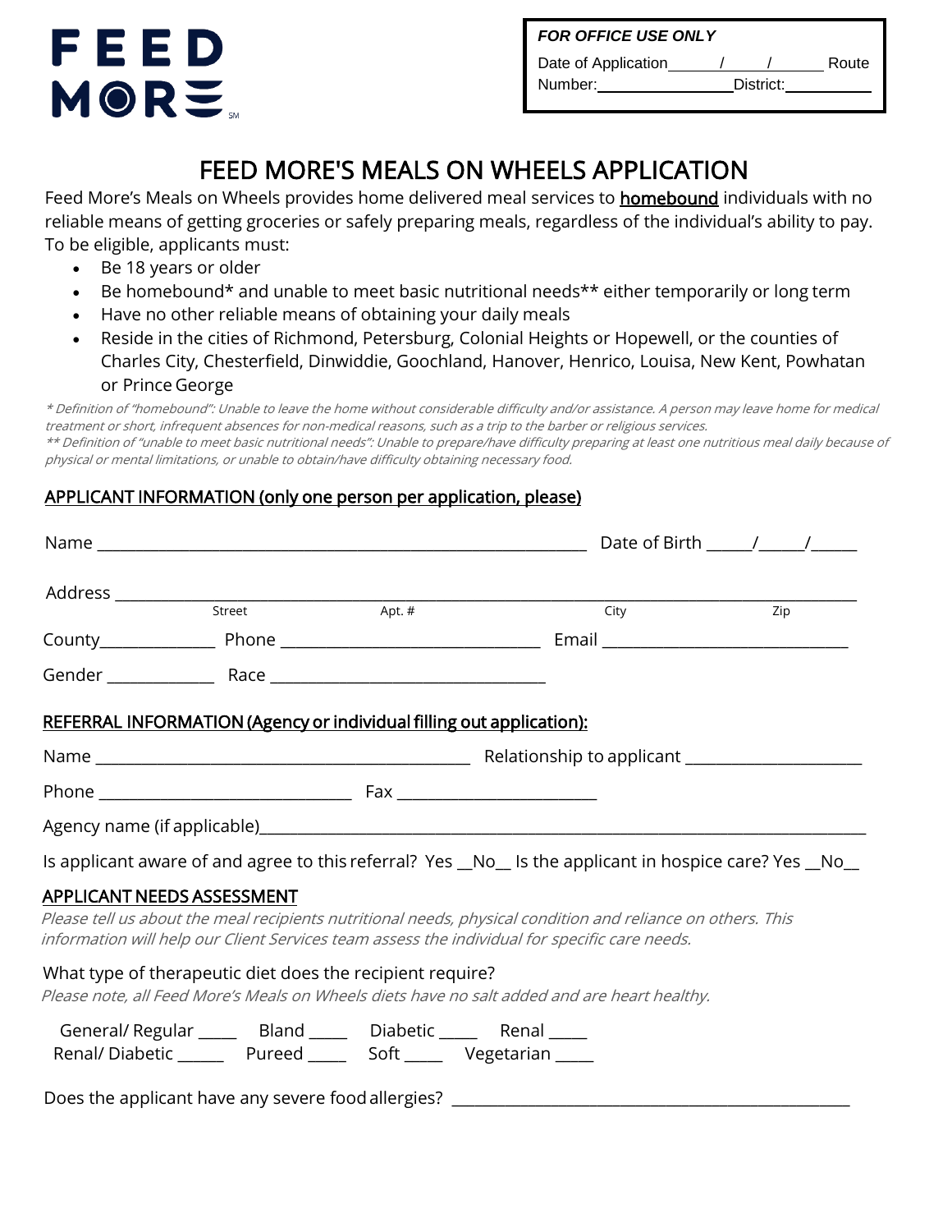FEED MORE

| FOR OFFICE USE ONLY |
|---|
| Date of Application\_\_\_\_\_\_/\_\_\_\_\_/\_\_\_\_\_\_ Route Number:\_\_\_\_\_\_\_\_\_\_\_\_\_\_\_District:\_\_\_\_\_\_\_\_\_\_ |

# FEED MORE'S MEALS ON WHEELS APPLICATION

Feed More's Meals on Wheels provides home delivered meal services to **homebound** individuals with no reliable means of getting groceries or safely preparing meals, regardless of the individual's ability to pay. To be eligible, applicants must:

- Be 18 years or older
- Be homebound* and unable to meet basic nutritional needs** either temporarily or long term
- Have no other reliable means of obtaining your daily meals
- Reside in the cities of Richmond, Petersburg, Colonial Heights or Hopewell, or the counties of Charles City, Chesterfield, Dinwiddie, Goochland, Hanover, Henrico, Louisa, New Kent, Powhatan or Prince George

*\* Definition of "homebound": Unable to leave the home without considerable difficulty and/or assistance. A person may leave home for medical treatment or short, infrequent absences for non-medical reasons, such as a trip to the barber or religious services.*
*\*\* Definition of "unable to meet basic nutritional needs": Unable to prepare/have difficulty preparing at least one nutritious meal daily because of physical or mental limitations, or unable to obtain/have difficulty obtaining necessary food.*

## APPLICANT INFORMATION (only one person per application, please)

Name \_\_\_\_\_\_\_\_\_\_\_\_\_\_\_\_\_\_\_\_\_\_\_\_\_\_\_\_\_\_\_\_\_\_\_\_\_\_\_\_\_\_\_\_\_\_\_\_\_\_\_\_\_\_ Date of Birth \_\_\_\_\_/\_\_\_\_\_/\_\_\_\_\_

Address \_\_\_\_\_\_\_\_\_\_\_\_\_\_\_\_\_\_\_\_\_\_\_\_\_\_\_\_\_\_\_\_\_\_\_\_\_\_\_\_\_\_\_\_\_\_\_\_\_\_\_\_\_\_\_\_\_\_\_\_\_\_\_\_\_\_\_\_\_\_\_\_\_\_\_\_\_\_\_\_\_\_\_\_\_\_\_
Street Apt. # City Zip

County\_\_\_\_\_\_\_\_\_\_\_\_\_\_ Phone \_\_\_\_\_\_\_\_\_\_\_\_\_\_\_\_\_\_\_\_\_\_\_\_\_\_\_\_\_\_\_ Email \_\_\_\_\_\_\_\_\_\_\_\_\_\_\_\_\_\_\_\_\_\_\_\_\_\_\_\_\_

Gender \_\_\_\_\_\_\_\_\_\_\_\_\_ Race \_\_\_\_\_\_\_\_\_\_\_\_\_\_\_\_\_\_\_\_\_\_\_\_\_\_\_\_\_\_\_\_\_

## REFERRAL INFORMATION (Agency or individual filling out application):

Name \_\_\_\_\_\_\_\_\_\_\_\_\_\_\_\_\_\_\_\_\_\_\_\_\_\_\_\_\_\_\_\_\_\_\_\_\_\_\_\_\_\_\_\_ Relationship to applicant \_\_\_\_\_\_\_\_\_\_\_\_\_\_\_\_\_\_\_\_\_

Phone \_\_\_\_\_\_\_\_\_\_\_\_\_\_\_\_\_\_\_\_\_\_\_\_\_\_\_\_\_\_ Fax \_\_\_\_\_\_\_\_\_\_\_\_\_\_\_\_\_\_\_\_\_\_\_\_

Agency name (if applicable)\_\_\_\_\_\_\_\_\_\_\_\_\_\_\_\_\_\_\_\_\_\_\_\_\_\_\_\_\_\_\_\_\_\_\_\_\_\_\_\_\_\_\_\_\_\_\_\_\_\_\_\_\_\_\_\_\_\_\_\_\_\_\_\_\_\_\_\_\_\_\_\_\_\_\_

Is applicant aware of and agree to this referral? Yes \_\_No\_\_ Is the applicant in hospice care? Yes \_\_No\_\_

## APPLICANT NEEDS ASSESSMENT

*Please tell us about the meal recipients nutritional needs, physical condition and reliance on others. This information will help our Client Services team assess the individual for specific care needs.*

What type of therapeutic diet does the recipient require?
*Please note, all Feed More's Meals on Wheels diets have no salt added and are heart healthy.*

General/ Regular \_\_\_\_\_ Bland \_\_\_\_\_ Diabetic \_\_\_\_\_ Renal \_\_\_\_\_
Renal/ Diabetic \_\_\_\_\_\_ Pureed \_\_\_\_\_ Soft \_\_\_\_\_ Vegetarian \_\_\_\_\_

Does the applicant have any severe food allergies? \_\_\_\_\_\_\_\_\_\_\_\_\_\_\_\_\_\_\_\_\_\_\_\_\_\_\_\_\_\_\_\_\_\_\_\_\_\_\_\_\_\_\_\_\_\_\_\_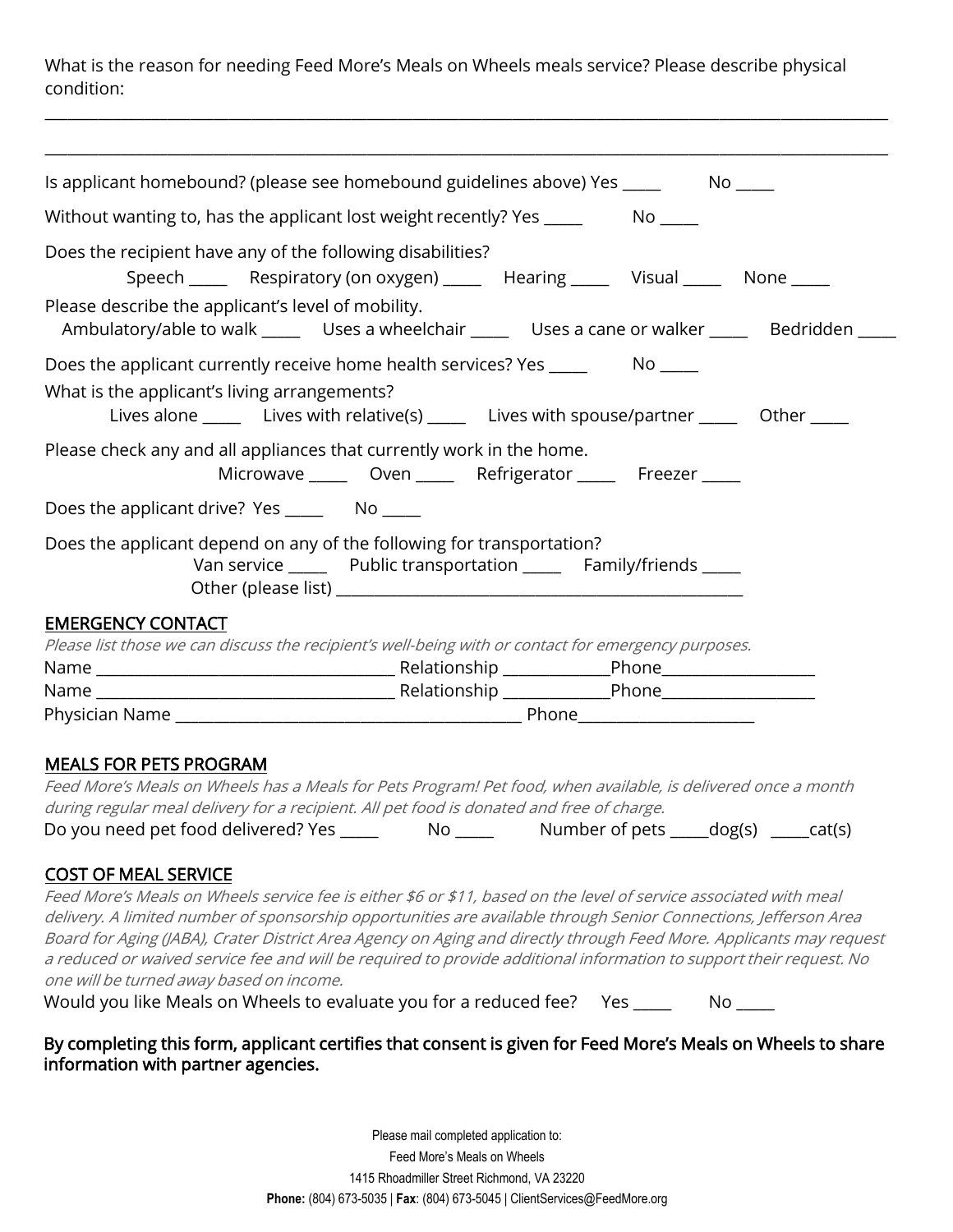What is the reason for needing Feed More's Meals on Wheels meals service? Please describe physical condition:

_______________________________________________________________________________________________

_______________________________________________________________________________________________

Is applicant homebound? (please see homebound guidelines above) Yes _____ No _____

Without wanting to, has the applicant lost weight recently? Yes _____ No _____

Does the recipient have any of the following disabilities?

Speech _____ Respiratory (on oxygen) _____ Hearing _____ Visual _____ None _____

Please describe the applicant's level of mobility.

Ambulatory/able to walk _____ Uses a wheelchair _____ Uses a cane or walker _____ Bedridden _____

Does the applicant currently receive home health services? Yes _____ No _____

What is the applicant's living arrangements?

Lives alone _____ Lives with relative(s) _____ Lives with spouse/partner _____ Other _____

Please check any and all appliances that currently work in the home.

Microwave _____ Oven _____ Refrigerator _____ Freezer _____

Does the applicant drive? Yes _____ No _____

Does the applicant depend on any of the following for transportation?

Van service _____ Public transportation _____ Family/friends _____

Other (please list) ________________________________________________

## EMERGENCY CONTACT

*Please list those we can discuss the recipient's well-being with or contact for emergency purposes.*

Name ___________________________________ Relationship _____________Phone___________________

Name ___________________________________ Relationship _____________Phone___________________

Physician Name __________________________________________ Phone______________________

## MEALS FOR PETS PROGRAM

*Feed More's Meals on Wheels has a Meals for Pets Program! Pet food, when available, is delivered once a month during regular meal delivery for a recipient. All pet food is donated and free of charge.*

Do you need pet food delivered? Yes _____ No _____ Number of pets _____dog(s) _____cat(s)

## COST OF MEAL SERVICE

*Feed More's Meals on Wheels service fee is either $6 or $11, based on the level of service associated with meal delivery. A limited number of sponsorship opportunities are available through Senior Connections, Jefferson Area Board for Aging (JABA), Crater District Area Agency on Aging and directly through Feed More. Applicants may request a reduced or waived service fee and will be required to provide additional information to support their request. No one will be turned away based on income.*

Would you like Meals on Wheels to evaluate you for a reduced fee? Yes _____ No _____

**By completing this form, applicant certifies that consent is given for Feed More's Meals on Wheels to share information with partner agencies.**

Please mail completed application to:

Feed More's Meals on Wheels

1415 Rhoadmiller Street Richmond, VA 23220

**Phone:** (804) 673-5035 | **Fax**: (804) 673-5045 | ClientServices@FeedMore.org